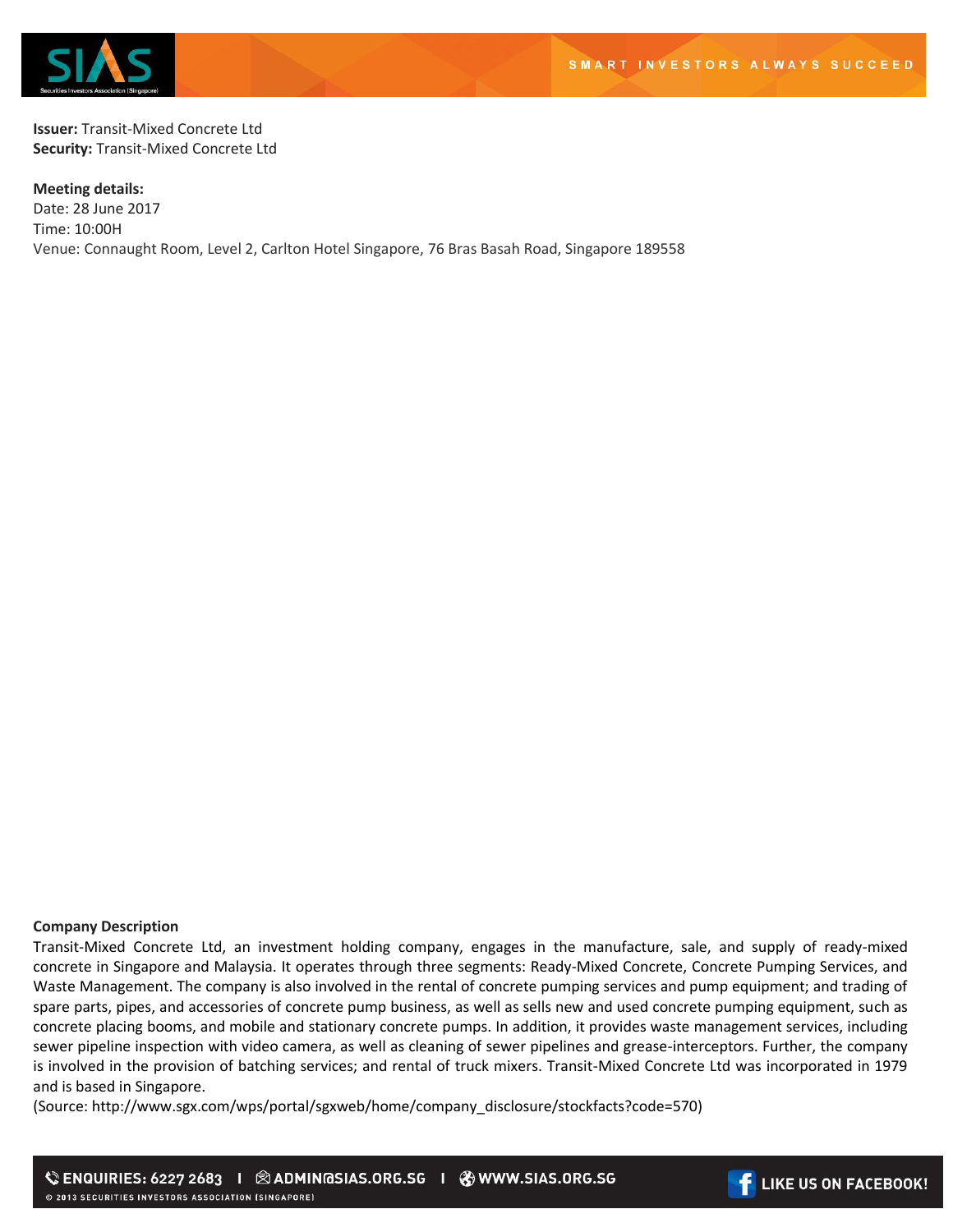**Issuer:** Transit-Mixed Concrete Ltd
**Security:** Transit-Mixed Concrete Ltd

**Meeting details:**
Date: 28 June 2017
Time: 10:00H
Venue: Connaught Room, Level 2, Carlton Hotel Singapore, 76 Bras Basah Road, Singapore 189558

**Company Description**

Transit-Mixed Concrete Ltd, an investment holding company, engages in the manufacture, sale, and supply of ready-mixed concrete in Singapore and Malaysia. It operates through three segments: Ready-Mixed Concrete, Concrete Pumping Services, and Waste Management. The company is also involved in the rental of concrete pumping services and pump equipment; and trading of spare parts, pipes, and accessories of concrete pump business, as well as sells new and used concrete pumping equipment, such as concrete placing booms, and mobile and stationary concrete pumps. In addition, it provides waste management services, including sewer pipeline inspection with video camera, as well as cleaning of sewer pipelines and grease-interceptors. Further, the company is involved in the provision of batching services; and rental of truck mixers. Transit-Mixed Concrete Ltd was incorporated in 1979 and is based in Singapore.

(Source: http://www.sgx.com/wps/portal/sgxweb/home/company_disclosure/stockfacts?code=570)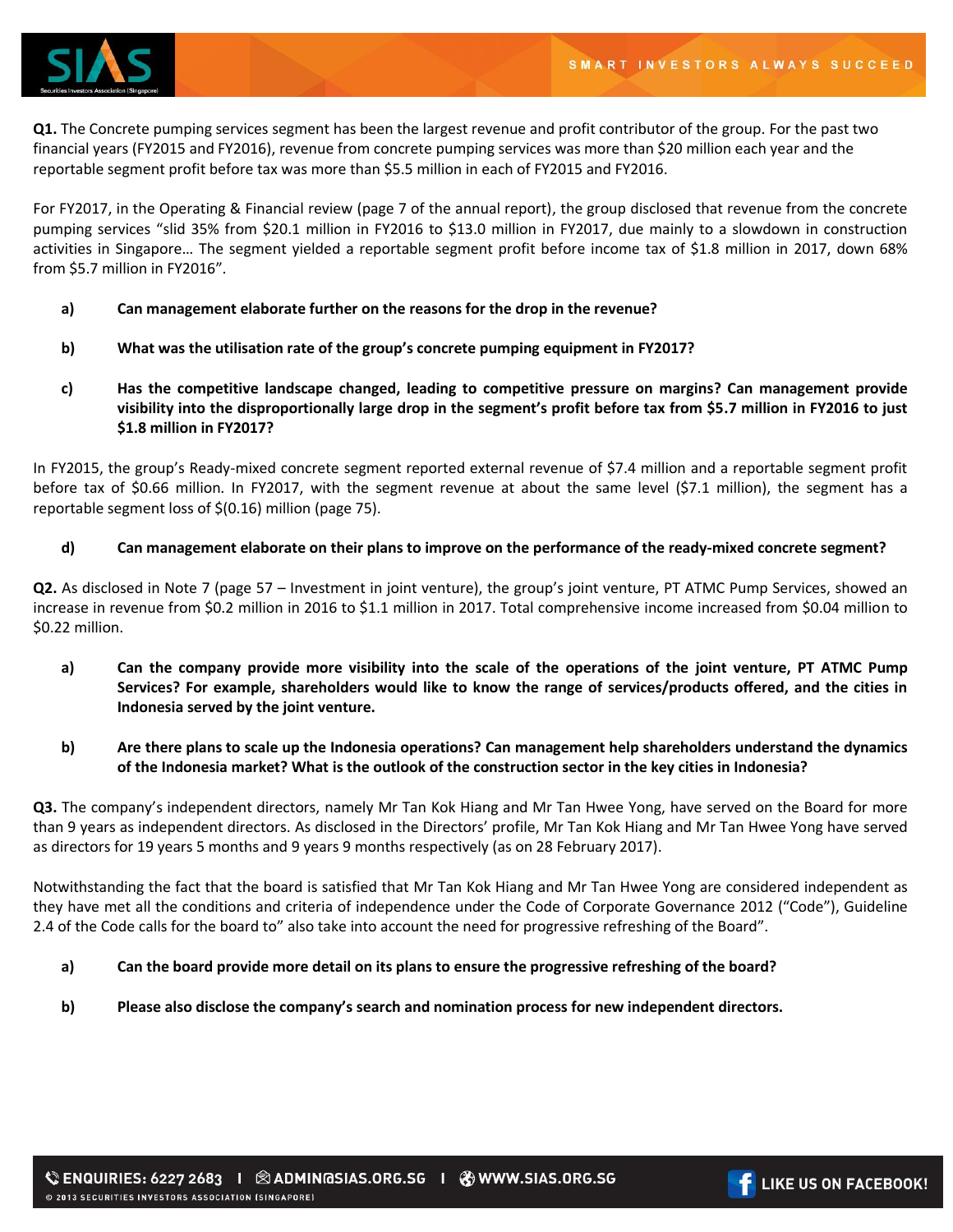**Q1.** The Concrete pumping services segment has been the largest revenue and profit contributor of the group. For the past two financial years (FY2015 and FY2016), revenue from concrete pumping services was more than $20 million each year and the reportable segment profit before tax was more than $5.5 million in each of FY2015 and FY2016.

For FY2017, in the Operating & Financial review (page 7 of the annual report), the group disclosed that revenue from the concrete pumping services "slid 35% from $20.1 million in FY2016 to $13.0 million in FY2017, due mainly to a slowdown in construction activities in Singapore… The segment yielded a reportable segment profit before income tax of $1.8 million in 2017, down 68% from $5.7 million in FY2016".

- **a) Can management elaborate further on the reasons for the drop in the revenue?**
- **b) What was the utilisation rate of the group's concrete pumping equipment in FY2017?**
- **c) Has the competitive landscape changed, leading to competitive pressure on margins? Can management provide visibility into the disproportionally large drop in the segment's profit before tax from $5.7 million in FY2016 to just $1.8 million in FY2017?**

In FY2015, the group's Ready-mixed concrete segment reported external revenue of $7.4 million and a reportable segment profit before tax of $0.66 million. In FY2017, with the segment revenue at about the same level ($7.1 million), the segment has a reportable segment loss of $(0.16) million (page 75).

- **d) Can management elaborate on their plans to improve on the performance of the ready-mixed concrete segment?**

**Q2.** As disclosed in Note 7 (page 57 – Investment in joint venture), the group's joint venture, PT ATMC Pump Services, showed an increase in revenue from $0.2 million in 2016 to $1.1 million in 2017. Total comprehensive income increased from $0.04 million to $0.22 million.

- **a) Can the company provide more visibility into the scale of the operations of the joint venture, PT ATMC Pump Services? For example, shareholders would like to know the range of services/products offered, and the cities in Indonesia served by the joint venture.**
- **b) Are there plans to scale up the Indonesia operations? Can management help shareholders understand the dynamics of the Indonesia market? What is the outlook of the construction sector in the key cities in Indonesia?**

**Q3.** The company's independent directors, namely Mr Tan Kok Hiang and Mr Tan Hwee Yong, have served on the Board for more than 9 years as independent directors. As disclosed in the Directors' profile, Mr Tan Kok Hiang and Mr Tan Hwee Yong have served as directors for 19 years 5 months and 9 years 9 months respectively (as on 28 February 2017).

Notwithstanding the fact that the board is satisfied that Mr Tan Kok Hiang and Mr Tan Hwee Yong are considered independent as they have met all the conditions and criteria of independence under the Code of Corporate Governance 2012 ("Code"), Guideline 2.4 of the Code calls for the board to" also take into account the need for progressive refreshing of the Board".

- **a) Can the board provide more detail on its plans to ensure the progressive refreshing of the board?**
- **b) Please also disclose the company's search and nomination process for new independent directors.**